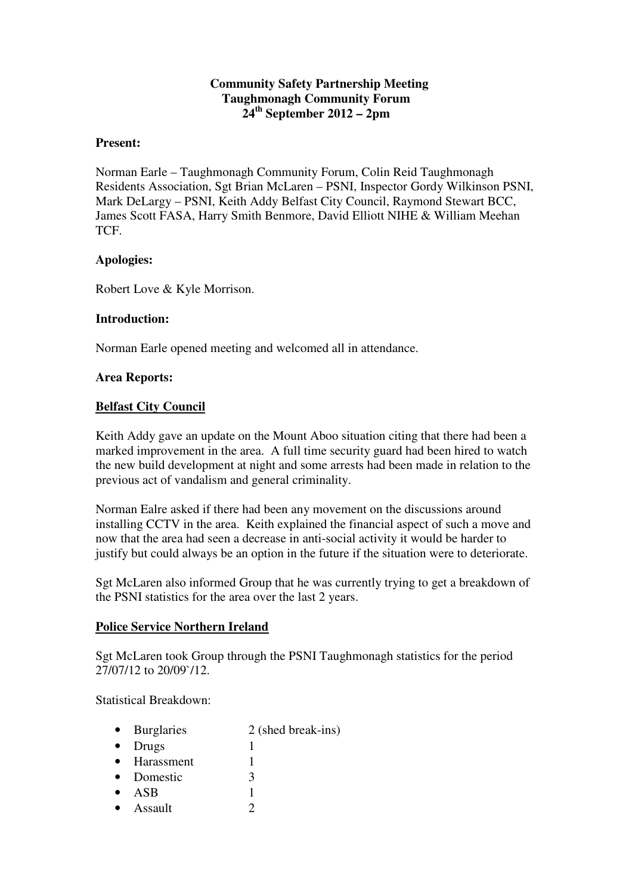**Community Safety Partnership Meeting**
**Taughmonagh Community Forum**
**24th September 2012 – 2pm**

**Present:**

Norman Earle – Taughmonagh Community Forum, Colin Reid Taughmonagh Residents Association, Sgt Brian McLaren – PSNI, Inspector Gordy Wilkinson PSNI, Mark DeLargy – PSNI, Keith Addy Belfast City Council, Raymond Stewart BCC, James Scott FASA, Harry Smith Benmore, David Elliott NIHE & William Meehan TCF.

**Apologies:**

Robert Love & Kyle Morrison.

**Introduction:**

Norman Earle opened meeting and welcomed all in attendance.

**Area Reports:**

**Belfast City Council**

Keith Addy gave an update on the Mount Aboo situation citing that there had been a marked improvement in the area. A full time security guard had been hired to watch the new build development at night and some arrests had been made in relation to the previous act of vandalism and general criminality.

Norman Ealre asked if there had been any movement on the discussions around installing CCTV in the area. Keith explained the financial aspect of such a move and now that the area had seen a decrease in anti-social activity it would be harder to justify but could always be an option in the future if the situation were to deteriorate.

Sgt McLaren also informed Group that he was currently trying to get a breakdown of the PSNI statistics for the area over the last 2 years.

**Police Service Northern Ireland**

Sgt McLaren took Group through the PSNI Taughmonagh statistics for the period 27/07/12 to 20/09`/12.

Statistical Breakdown:

- Burglaries 2 (shed break-ins)
- Drugs 1
- Harassment 1
- Domestic 3
- ASB 1
- Assault 2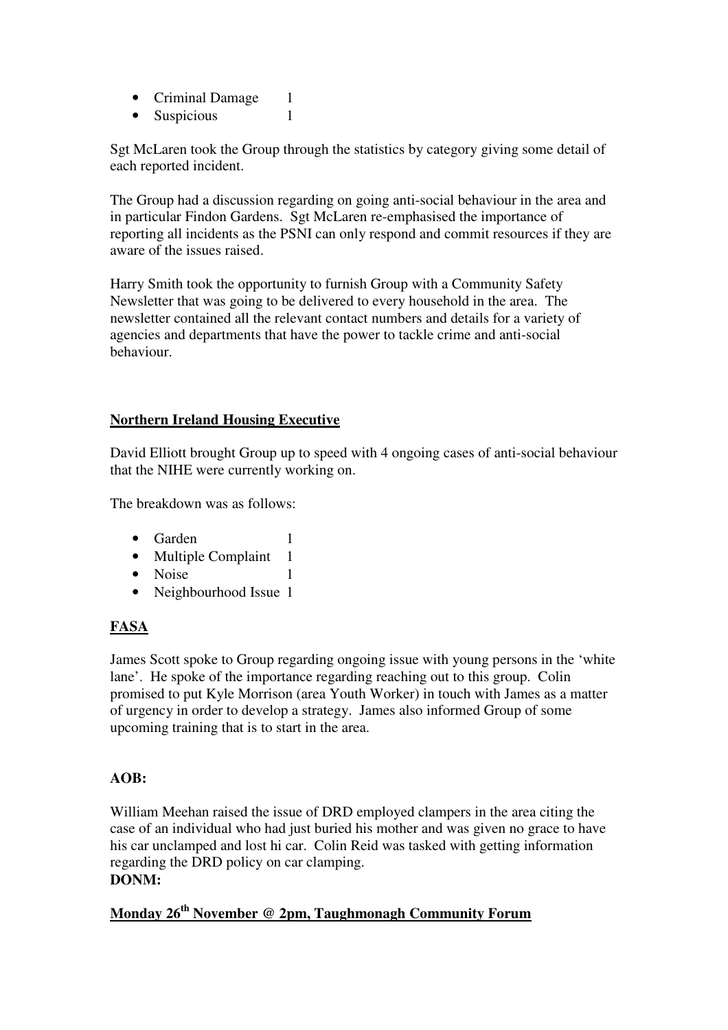- Criminal Damage 1
- Suspicious 1

Sgt McLaren took the Group through the statistics by category giving some detail of each reported incident.

The Group had a discussion regarding on going anti-social behaviour in the area and in particular Findon Gardens. Sgt McLaren re-emphasised the importance of reporting all incidents as the PSNI can only respond and commit resources if they are aware of the issues raised.

Harry Smith took the opportunity to furnish Group with a Community Safety Newsletter that was going to be delivered to every household in the area. The newsletter contained all the relevant contact numbers and details for a variety of agencies and departments that have the power to tackle crime and anti-social behaviour.

**Northern Ireland Housing Executive**

David Elliott brought Group up to speed with 4 ongoing cases of anti-social behaviour that the NIHE were currently working on.

The breakdown was as follows:

- Garden 1
- Multiple Complaint 1
- Noise 1
- Neighbourhood Issue 1

**FASA**

James Scott spoke to Group regarding ongoing issue with young persons in the 'white lane'. He spoke of the importance regarding reaching out to this group. Colin promised to put Kyle Morrison (area Youth Worker) in touch with James as a matter of urgency in order to develop a strategy. James also informed Group of some upcoming training that is to start in the area.

**AOB:**

William Meehan raised the issue of DRD employed clampers in the area citing the case of an individual who had just buried his mother and was given no grace to have his car unclamped and lost hi car. Colin Reid was tasked with getting information regarding the DRD policy on car clamping.

**DONM:**

**Monday 26th November @ 2pm, Taughmonagh Community Forum**